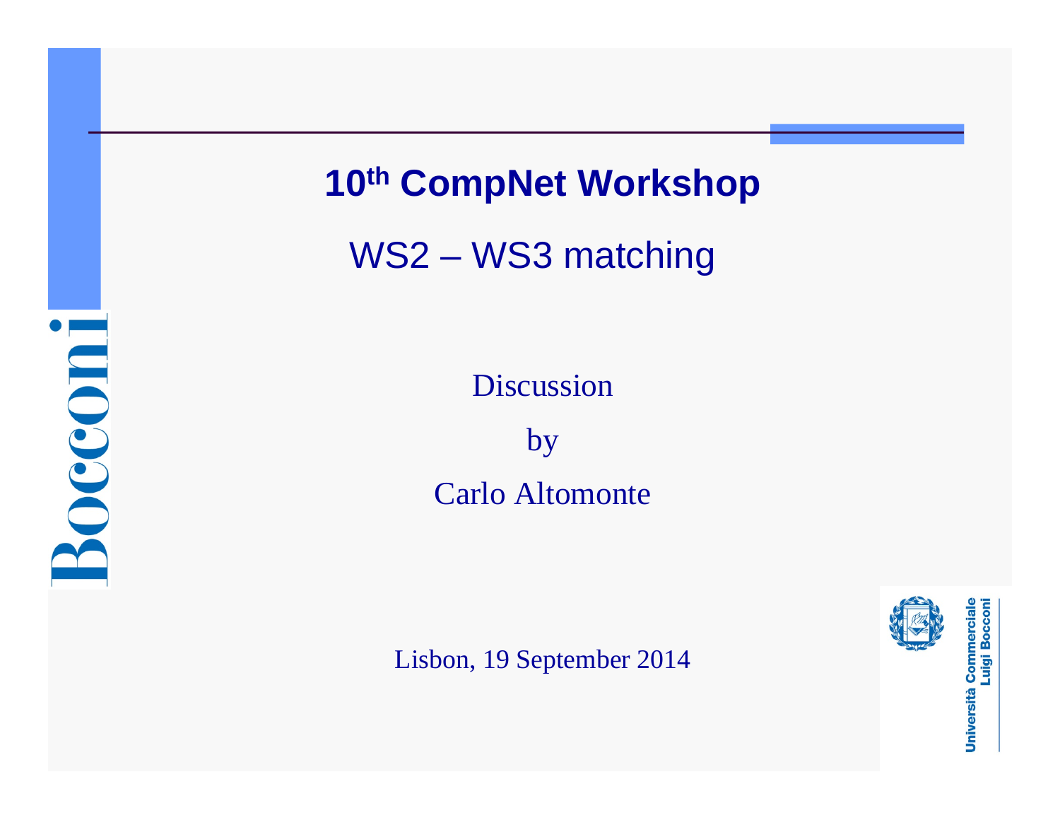# 10th CompNet Workshop

## WS2 – WS3 matching

Discussion

by

Carlo Altomonte

Lisbon, 19 September 2014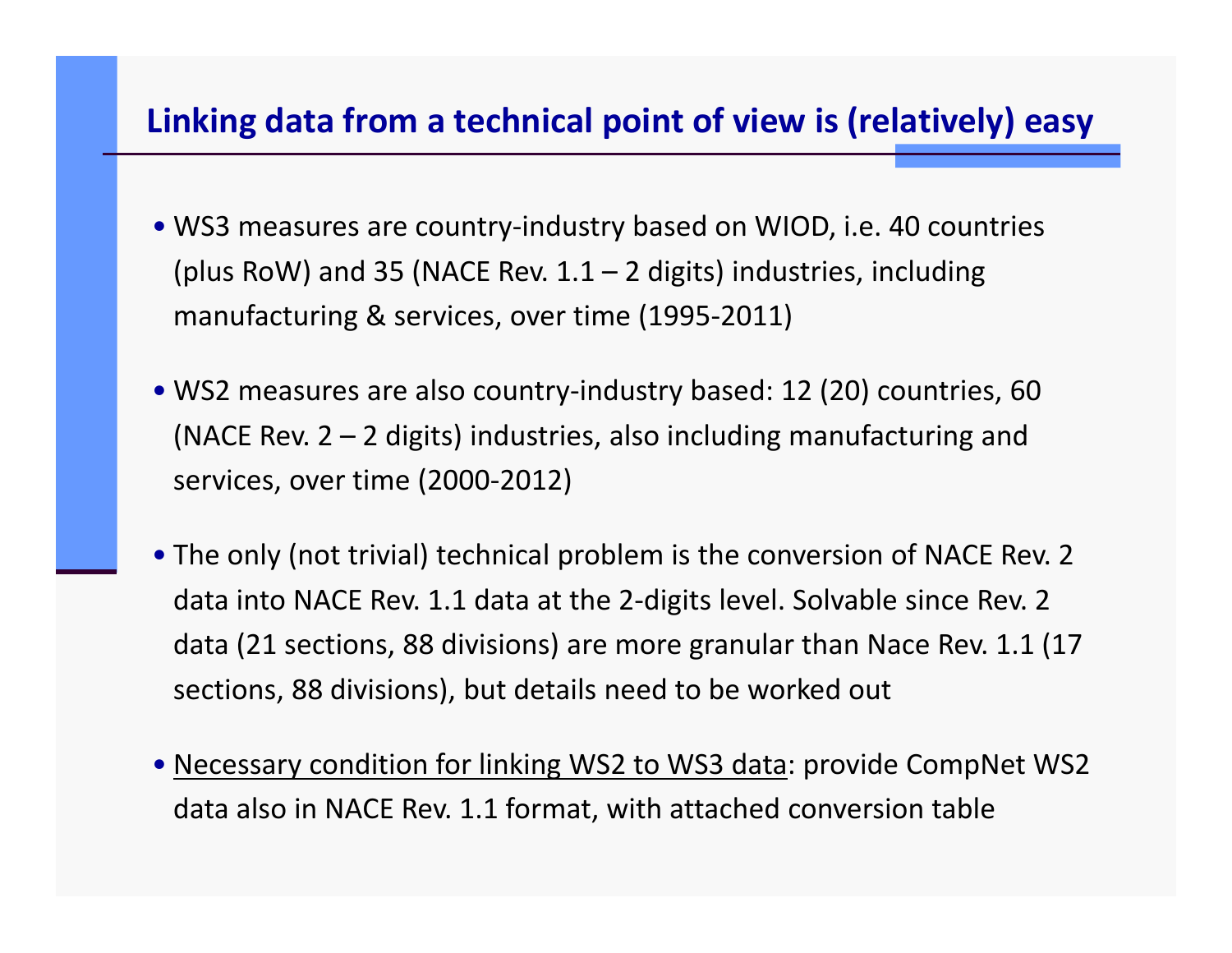## Linking data from a technical point of view is (relatively) easy

- WS3 measures are country-industry based on WIOD, i.e. 40 countries (plus RoW) and 35 (NACE Rev. 1.1 – 2 digits) industries, including manufacturing & services, over time (1995-2011)
- WS2 measures are also country-industry based: 12 (20) countries, 60 (NACE Rev. 2 – 2 digits) industries, also including manufacturing and services, over time (2000-2012)
- The only (not trivial) technical problem is the conversion of NACE Rev. 2 data into NACE Rev. 1.1 data at the 2-digits level. Solvable since Rev. 2 data (21 sections, 88 divisions) are more granular than Nace Rev. 1.1 (17 sections, 88 divisions), but details need to be worked out
- <u>Necessary condition for linking WS2 to WS3 data</u>: provide CompNet WS2 data also in NACE Rev. 1.1 format, with attached conversion table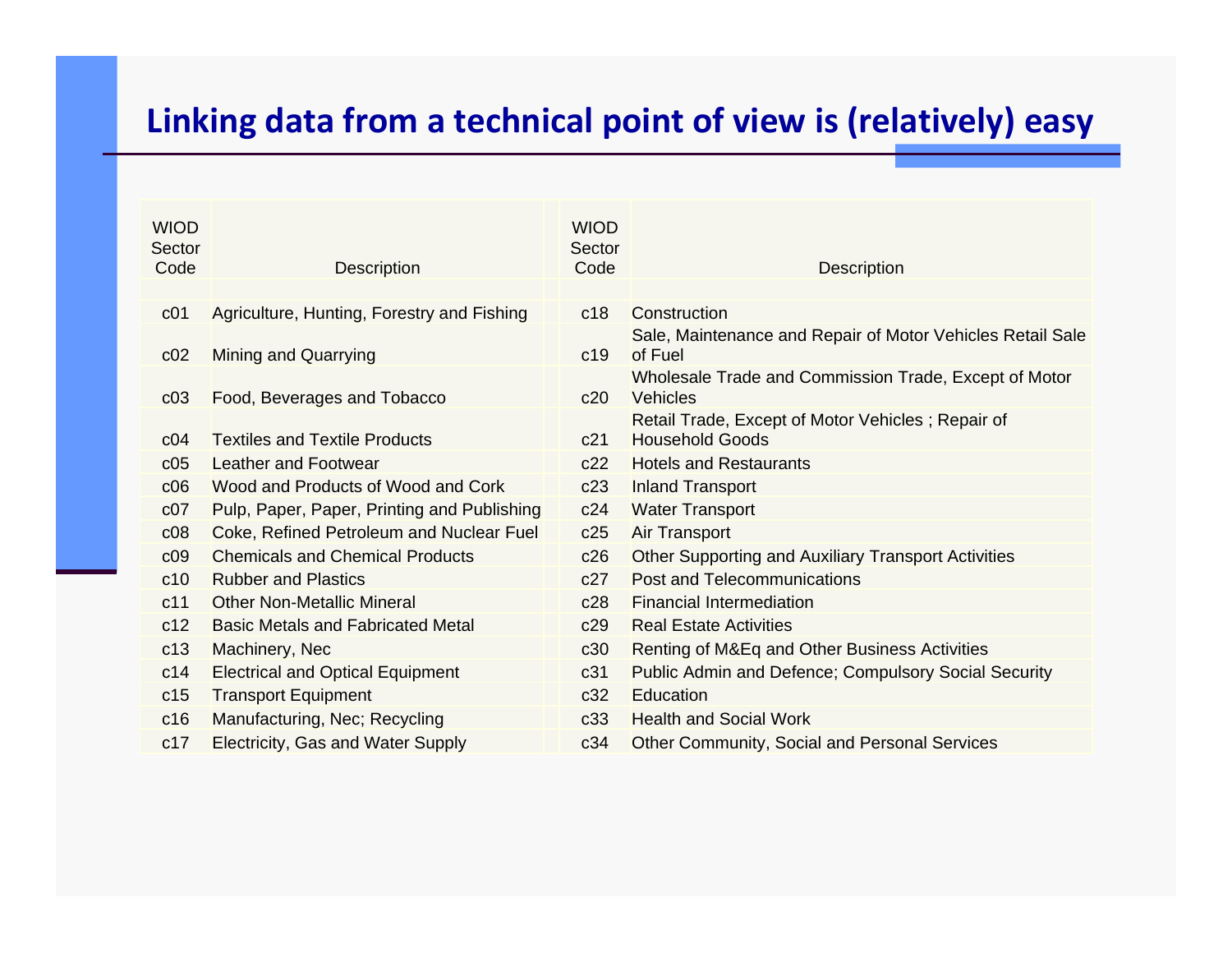## Linking data from a technical point of view is (relatively) easy

| WIOD Sector Code | Description | WIOD Sector Code | Description |
|---|---|---|---|
| c01 | Agriculture, Hunting, Forestry and Fishing | c18 | Construction |
| c02 | Mining and Quarrying | c19 | Sale, Maintenance and Repair of Motor Vehicles Retail Sale of Fuel |
| c03 | Food, Beverages and Tobacco | c20 | Wholesale Trade and Commission Trade, Except of Motor Vehicles |
| c04 | Textiles and Textile Products | c21 | Retail Trade, Except of Motor Vehicles ; Repair of Household Goods |
| c05 | Leather and Footwear | c22 | Hotels and Restaurants |
| c06 | Wood and Products of Wood and Cork | c23 | Inland Transport |
| c07 | Pulp, Paper, Paper, Printing and Publishing | c24 | Water Transport |
| c08 | Coke, Refined Petroleum and Nuclear Fuel | c25 | Air Transport |
| c09 | Chemicals and Chemical Products | c26 | Other Supporting and Auxiliary Transport Activities |
| c10 | Rubber and Plastics | c27 | Post and Telecommunications |
| c11 | Other Non-Metallic Mineral | c28 | Financial Intermediation |
| c12 | Basic Metals and Fabricated Metal | c29 | Real Estate Activities |
| c13 | Machinery, Nec | c30 | Renting of M&Eq and Other Business Activities |
| c14 | Electrical and Optical Equipment | c31 | Public Admin and Defence; Compulsory Social Security |
| c15 | Transport Equipment | c32 | Education |
| c16 | Manufacturing, Nec; Recycling | c33 | Health and Social Work |
| c17 | Electricity, Gas and Water Supply | c34 | Other Community, Social and Personal Services |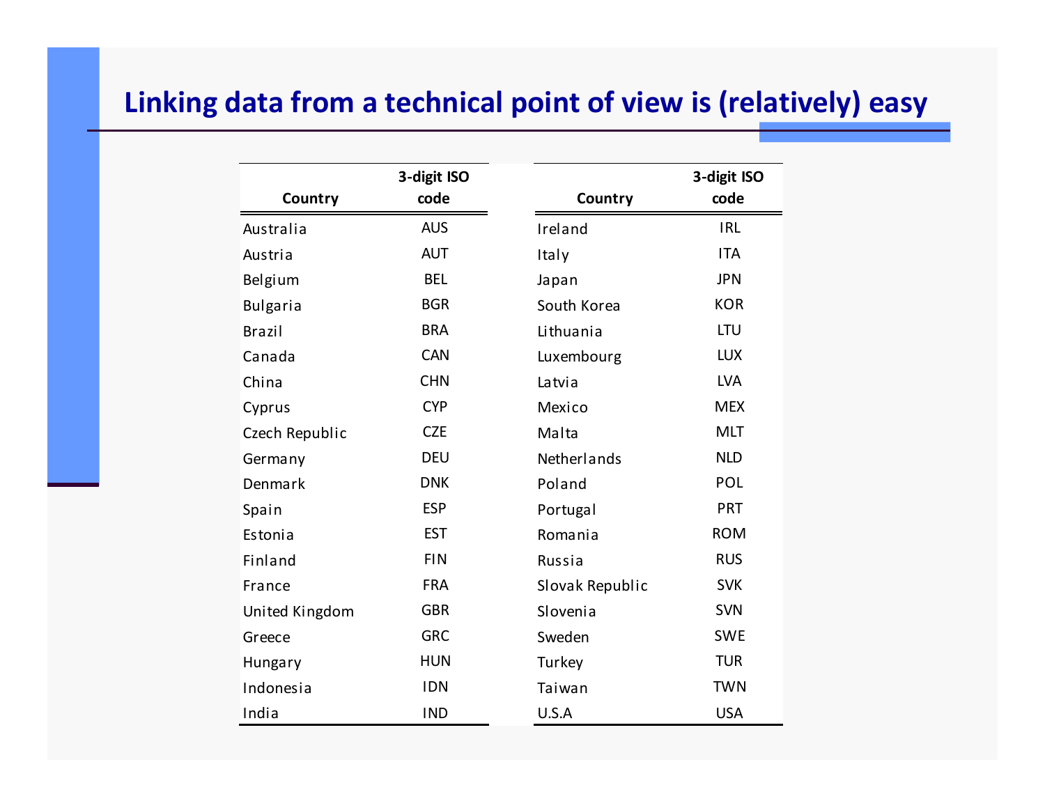# Linking data from a technical point of view is (relatively) easy

| Country | 3-digit ISO code |
|---|---|
| Australia | AUS |
| Austria | AUT |
| Belgium | BEL |
| Bulgaria | BGR |
| Brazil | BRA |
| Canada | CAN |
| China | CHN |
| Cyprus | CYP |
| Czech Republic | CZE |
| Germany | DEU |
| Denmark | DNK |
| Spain | ESP |
| Estonia | EST |
| Finland | FIN |
| France | FRA |
| United Kingdom | GBR |
| Greece | GRC |
| Hungary | HUN |
| Indonesia | IDN |
| India | IND |

| Country | 3-digit ISO code |
|---|---|
| Ireland | IRL |
| Italy | ITA |
| Japan | JPN |
| South Korea | KOR |
| Lithuania | LTU |
| Luxembourg | LUX |
| Latvia | LVA |
| Mexico | MEX |
| Malta | MLT |
| Netherlands | NLD |
| Poland | POL |
| Portugal | PRT |
| Romania | ROM |
| Russia | RUS |
| Slovak Republic | SVK |
| Slovenia | SVN |
| Sweden | SWE |
| Turkey | TUR |
| Taiwan | TWN |
| U.S.A | USA |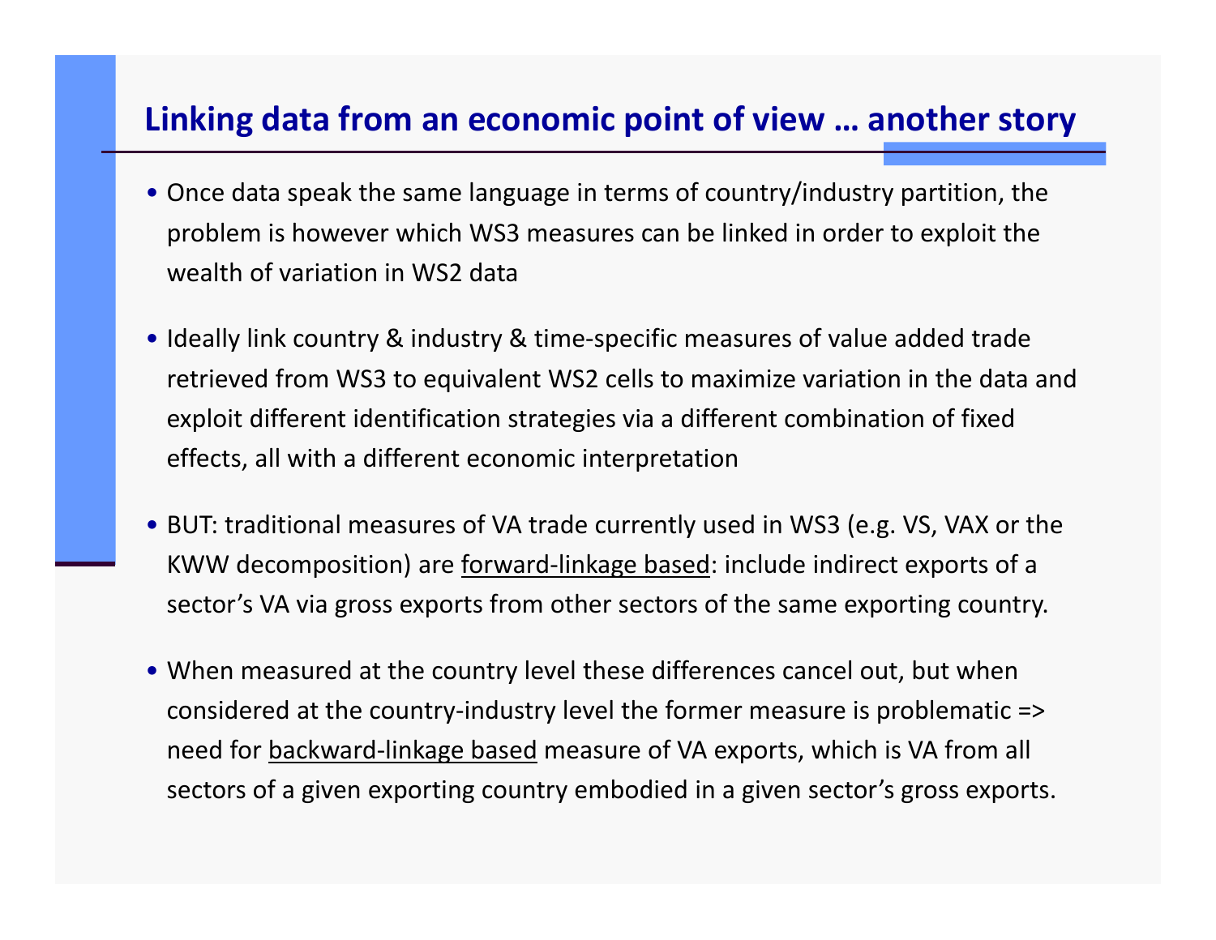# Linking data from an economic point of view … another story

- Once data speak the same language in terms of country/industry partition, the problem is however which WS3 measures can be linked in order to exploit the wealth of variation in WS2 data

- Ideally link country & industry & time-specific measures of value added trade retrieved from WS3 to equivalent WS2 cells to maximize variation in the data and exploit different identification strategies via a different combination of fixed effects, all with a different economic interpretation

- BUT: traditional measures of VA trade currently used in WS3 (e.g. VS, VAX or the KWW decomposition) are <u>forward-linkage based</u>: include indirect exports of a sector's VA via gross exports from other sectors of the same exporting country.

- When measured at the country level these differences cancel out, but when considered at the country-industry level the former measure is problematic => need for <u>backward-linkage based</u> measure of VA exports, which is VA from all sectors of a given exporting country embodied in a given sector's gross exports.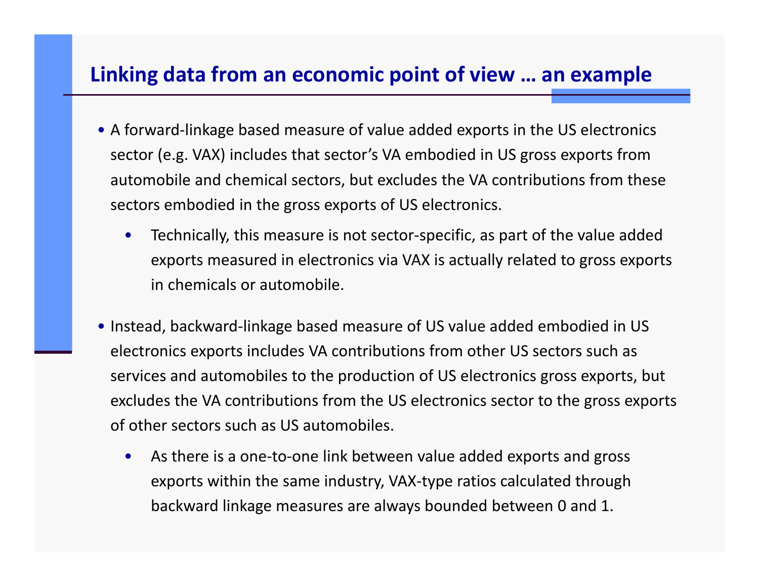## Linking data from an economic point of view … an example

- A forward-linkage based measure of value added exports in the US electronics sector (e.g. VAX) includes that sector's VA embodied in US gross exports from automobile and chemical sectors, but excludes the VA contributions from these sectors embodied in the gross exports of US electronics.
  - Technically, this measure is not sector-specific, as part of the value added exports measured in electronics via VAX is actually related to gross exports in chemicals or automobile.

- Instead, backward-linkage based measure of US value added embodied in US electronics exports includes VA contributions from other US sectors such as services and automobiles to the production of US electronics gross exports, but excludes the VA contributions from the US electronics sector to the gross exports of other sectors such as US automobiles.
  - As there is a one-to-one link between value added exports and gross exports within the same industry, VAX-type ratios calculated through backward linkage measures are always bounded between 0 and 1.